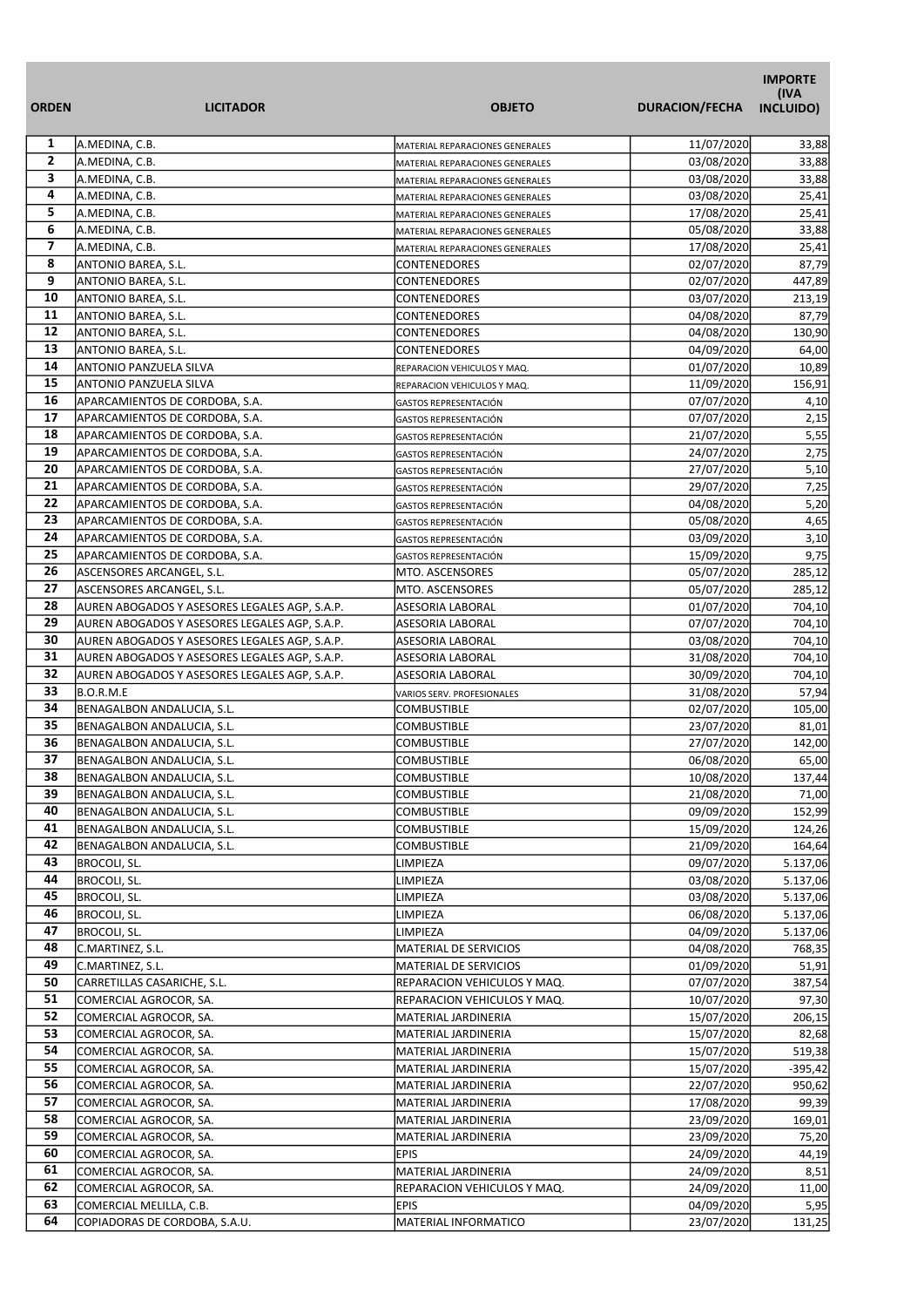| ORDEN | LICITADOR | OBJETO | DURACION/FECHA | IMPORTE (IVA INCLUIDO) |
|---|---|---|---|---|
| 1 | A.MEDINA, C.B. | MATERIAL REPARACIONES GENERALES | 11/07/2020 | 33,88 |
| 2 | A.MEDINA, C.B. | MATERIAL REPARACIONES GENERALES | 03/08/2020 | 33,88 |
| 3 | A.MEDINA, C.B. | MATERIAL REPARACIONES GENERALES | 03/08/2020 | 33,88 |
| 4 | A.MEDINA, C.B. | MATERIAL REPARACIONES GENERALES | 03/08/2020 | 25,41 |
| 5 | A.MEDINA, C.B. | MATERIAL REPARACIONES GENERALES | 17/08/2020 | 25,41 |
| 6 | A.MEDINA, C.B. | MATERIAL REPARACIONES GENERALES | 05/08/2020 | 33,88 |
| 7 | A.MEDINA, C.B. | MATERIAL REPARACIONES GENERALES | 17/08/2020 | 25,41 |
| 8 | ANTONIO BAREA, S.L. | CONTENEDORES | 02/07/2020 | 87,79 |
| 9 | ANTONIO BAREA, S.L. | CONTENEDORES | 02/07/2020 | 447,89 |
| 10 | ANTONIO BAREA, S.L. | CONTENEDORES | 03/07/2020 | 213,19 |
| 11 | ANTONIO BAREA, S.L. | CONTENEDORES | 04/08/2020 | 87,79 |
| 12 | ANTONIO BAREA, S.L. | CONTENEDORES | 04/08/2020 | 130,90 |
| 13 | ANTONIO BAREA, S.L. | CONTENEDORES | 04/09/2020 | 64,00 |
| 14 | ANTONIO PANZUELA SILVA | REPARACION VEHICULOS Y MAQ. | 01/07/2020 | 10,89 |
| 15 | ANTONIO PANZUELA SILVA | REPARACION VEHICULOS Y MAQ. | 11/09/2020 | 156,91 |
| 16 | APARCAMIENTOS DE CORDOBA, S.A. | GASTOS REPRESENTACIÓN | 07/07/2020 | 4,10 |
| 17 | APARCAMIENTOS DE CORDOBA, S.A. | GASTOS REPRESENTACIÓN | 07/07/2020 | 2,15 |
| 18 | APARCAMIENTOS DE CORDOBA, S.A. | GASTOS REPRESENTACIÓN | 21/07/2020 | 5,55 |
| 19 | APARCAMIENTOS DE CORDOBA, S.A. | GASTOS REPRESENTACIÓN | 24/07/2020 | 2,75 |
| 20 | APARCAMIENTOS DE CORDOBA, S.A. | GASTOS REPRESENTACIÓN | 27/07/2020 | 5,10 |
| 21 | APARCAMIENTOS DE CORDOBA, S.A. | GASTOS REPRESENTACIÓN | 29/07/2020 | 7,25 |
| 22 | APARCAMIENTOS DE CORDOBA, S.A. | GASTOS REPRESENTACIÓN | 04/08/2020 | 5,20 |
| 23 | APARCAMIENTOS DE CORDOBA, S.A. | GASTOS REPRESENTACIÓN | 05/08/2020 | 4,65 |
| 24 | APARCAMIENTOS DE CORDOBA, S.A. | GASTOS REPRESENTACIÓN | 03/09/2020 | 3,10 |
| 25 | APARCAMIENTOS DE CORDOBA, S.A. | GASTOS REPRESENTACIÓN | 15/09/2020 | 9,75 |
| 26 | ASCENSORES ARCANGEL, S.L. | MTO. ASCENSORES | 05/07/2020 | 285,12 |
| 27 | ASCENSORES ARCANGEL, S.L. | MTO. ASCENSORES | 05/07/2020 | 285,12 |
| 28 | AUREN ABOGADOS Y ASESORES LEGALES AGP, S.A.P. | ASESORIA LABORAL | 01/07/2020 | 704,10 |
| 29 | AUREN ABOGADOS Y ASESORES LEGALES AGP, S.A.P. | ASESORIA LABORAL | 07/07/2020 | 704,10 |
| 30 | AUREN ABOGADOS Y ASESORES LEGALES AGP, S.A.P. | ASESORIA LABORAL | 03/08/2020 | 704,10 |
| 31 | AUREN ABOGADOS Y ASESORES LEGALES AGP, S.A.P. | ASESORIA LABORAL | 31/08/2020 | 704,10 |
| 32 | AUREN ABOGADOS Y ASESORES LEGALES AGP, S.A.P. | ASESORIA LABORAL | 30/09/2020 | 704,10 |
| 33 | B.O.R.M.E | VARIOS SERV. PROFESIONALES | 31/08/2020 | 57,94 |
| 34 | BENAGALBON ANDALUCIA, S.L. | COMBUSTIBLE | 02/07/2020 | 105,00 |
| 35 | BENAGALBON ANDALUCIA, S.L. | COMBUSTIBLE | 23/07/2020 | 81,01 |
| 36 | BENAGALBON ANDALUCIA, S.L. | COMBUSTIBLE | 27/07/2020 | 142,00 |
| 37 | BENAGALBON ANDALUCIA, S.L. | COMBUSTIBLE | 06/08/2020 | 65,00 |
| 38 | BENAGALBON ANDALUCIA, S.L. | COMBUSTIBLE | 10/08/2020 | 137,44 |
| 39 | BENAGALBON ANDALUCIA, S.L. | COMBUSTIBLE | 21/08/2020 | 71,00 |
| 40 | BENAGALBON ANDALUCIA, S.L. | COMBUSTIBLE | 09/09/2020 | 152,99 |
| 41 | BENAGALBON ANDALUCIA, S.L. | COMBUSTIBLE | 15/09/2020 | 124,26 |
| 42 | BENAGALBON ANDALUCIA, S.L. | COMBUSTIBLE | 21/09/2020 | 164,64 |
| 43 | BROCOLI, SL. | LIMPIEZA | 09/07/2020 | 5.137,06 |
| 44 | BROCOLI, SL. | LIMPIEZA | 03/08/2020 | 5.137,06 |
| 45 | BROCOLI, SL. | LIMPIEZA | 03/08/2020 | 5.137,06 |
| 46 | BROCOLI, SL. | LIMPIEZA | 06/08/2020 | 5.137,06 |
| 47 | BROCOLI, SL. | LIMPIEZA | 04/09/2020 | 5.137,06 |
| 48 | C.MARTINEZ, S.L. | MATERIAL DE SERVICIOS | 04/08/2020 | 768,35 |
| 49 | C.MARTINEZ, S.L. | MATERIAL DE SERVICIOS | 01/09/2020 | 51,91 |
| 50 | CARRETILLAS CASARICHE, S.L. | REPARACION VEHICULOS Y MAQ. | 07/07/2020 | 387,54 |
| 51 | COMERCIAL AGROCOR, SA. | REPARACION VEHICULOS Y MAQ. | 10/07/2020 | 97,30 |
| 52 | COMERCIAL AGROCOR, SA. | MATERIAL JARDINERIA | 15/07/2020 | 206,15 |
| 53 | COMERCIAL AGROCOR, SA. | MATERIAL JARDINERIA | 15/07/2020 | 82,68 |
| 54 | COMERCIAL AGROCOR, SA. | MATERIAL JARDINERIA | 15/07/2020 | 519,38 |
| 55 | COMERCIAL AGROCOR, SA. | MATERIAL JARDINERIA | 15/07/2020 | -395,42 |
| 56 | COMERCIAL AGROCOR, SA. | MATERIAL JARDINERIA | 22/07/2020 | 950,62 |
| 57 | COMERCIAL AGROCOR, SA. | MATERIAL JARDINERIA | 17/08/2020 | 99,39 |
| 58 | COMERCIAL AGROCOR, SA. | MATERIAL JARDINERIA | 23/09/2020 | 169,01 |
| 59 | COMERCIAL AGROCOR, SA. | MATERIAL JARDINERIA | 23/09/2020 | 75,20 |
| 60 | COMERCIAL AGROCOR, SA. | EPIS | 24/09/2020 | 44,19 |
| 61 | COMERCIAL AGROCOR, SA. | MATERIAL JARDINERIA | 24/09/2020 | 8,51 |
| 62 | COMERCIAL AGROCOR, SA. | REPARACION VEHICULOS Y MAQ. | 24/09/2020 | 11,00 |
| 63 | COMERCIAL MELILLA, C.B. | EPIS | 04/09/2020 | 5,95 |
| 64 | COPIADORAS DE CORDOBA, S.A.U. | MATERIAL INFORMATICO | 23/07/2020 | 131,25 |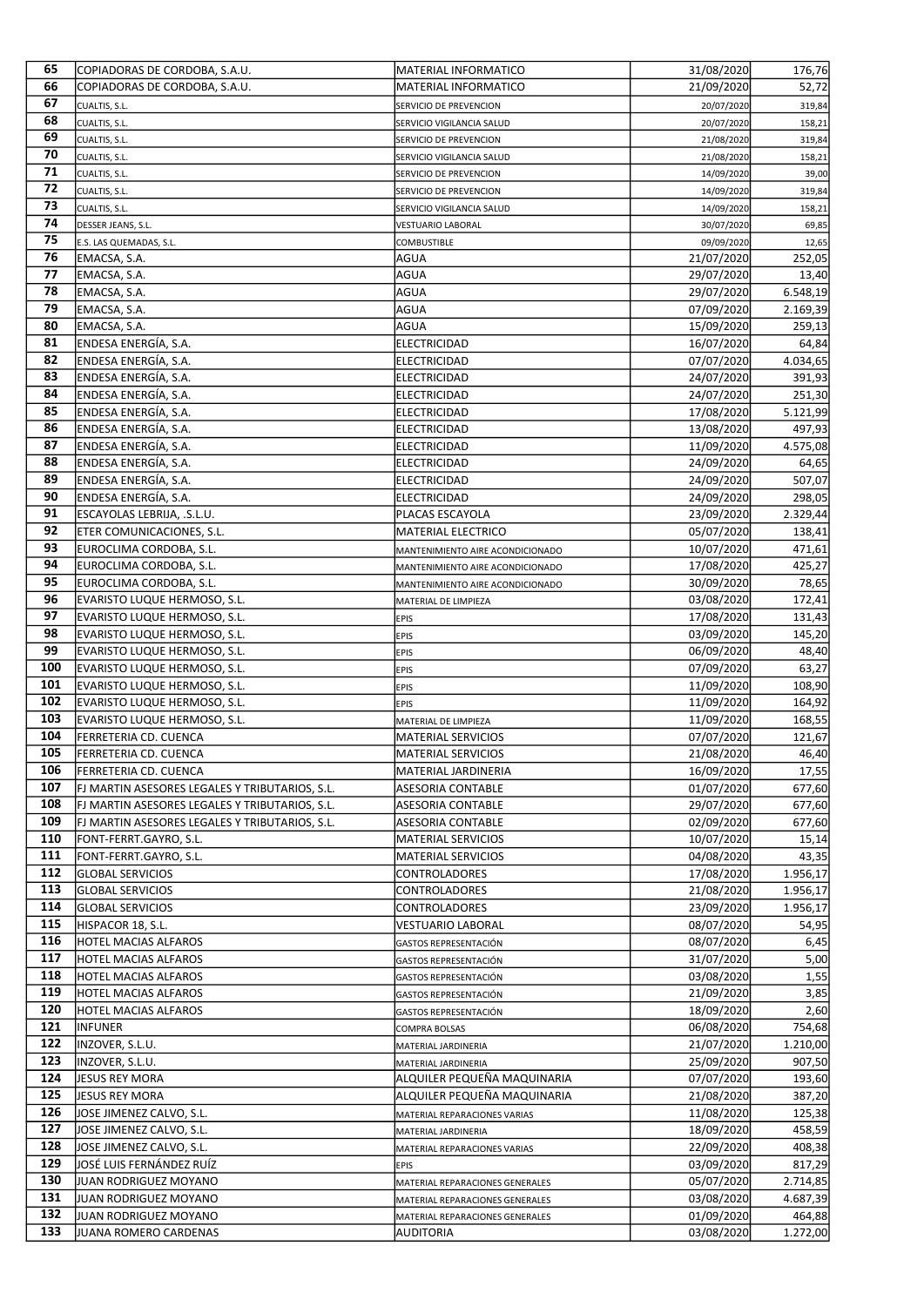| 65 | COPIADORAS DE CORDOBA, S.A.U. | MATERIAL INFORMATICO | 31/08/2020 | 176,76 |
|---|---|---|---|---|
| 66 | COPIADORAS DE CORDOBA, S.A.U. | MATERIAL INFORMATICO | 21/09/2020 | 52,72 |
| 67 | CUALTIS, S.L. | SERVICIO DE PREVENCION | 20/07/2020 | 319,84 |
| 68 | CUALTIS, S.L. | SERVICIO VIGILANCIA SALUD | 20/07/2020 | 158,21 |
| 69 | CUALTIS, S.L. | SERVICIO DE PREVENCION | 21/08/2020 | 319,84 |
| 70 | CUALTIS, S.L. | SERVICIO VIGILANCIA SALUD | 21/08/2020 | 158,21 |
| 71 | CUALTIS, S.L. | SERVICIO DE PREVENCION | 14/09/2020 | 39,00 |
| 72 | CUALTIS, S.L. | SERVICIO DE PREVENCION | 14/09/2020 | 319,84 |
| 73 | CUALTIS, S.L. | SERVICIO VIGILANCIA SALUD | 14/09/2020 | 158,21 |
| 74 | DESSER JEANS, S.L. | VESTUARIO LABORAL | 30/07/2020 | 69,85 |
| 75 | E.S. LAS QUEMADAS, S.L. | COMBUSTIBLE | 09/09/2020 | 12,65 |
| 76 | EMACSA, S.A. | AGUA | 21/07/2020 | 252,05 |
| 77 | EMACSA, S.A. | AGUA | 29/07/2020 | 13,40 |
| 78 | EMACSA, S.A. | AGUA | 29/07/2020 | 6.548,19 |
| 79 | EMACSA, S.A. | AGUA | 07/09/2020 | 2.169,39 |
| 80 | EMACSA, S.A. | AGUA | 15/09/2020 | 259,13 |
| 81 | ENDESA ENERGÍA, S.A. | ELECTRICIDAD | 16/07/2020 | 64,84 |
| 82 | ENDESA ENERGÍA, S.A. | ELECTRICIDAD | 07/07/2020 | 4.034,65 |
| 83 | ENDESA ENERGÍA, S.A. | ELECTRICIDAD | 24/07/2020 | 391,93 |
| 84 | ENDESA ENERGÍA, S.A. | ELECTRICIDAD | 24/07/2020 | 251,30 |
| 85 | ENDESA ENERGÍA, S.A. | ELECTRICIDAD | 17/08/2020 | 5.121,99 |
| 86 | ENDESA ENERGÍA, S.A. | ELECTRICIDAD | 13/08/2020 | 497,93 |
| 87 | ENDESA ENERGÍA, S.A. | ELECTRICIDAD | 11/09/2020 | 4.575,08 |
| 88 | ENDESA ENERGÍA, S.A. | ELECTRICIDAD | 24/09/2020 | 64,65 |
| 89 | ENDESA ENERGÍA, S.A. | ELECTRICIDAD | 24/09/2020 | 507,07 |
| 90 | ENDESA ENERGÍA, S.A. | ELECTRICIDAD | 24/09/2020 | 298,05 |
| 91 | ESCAYOLAS LEBRIJA, .S.L.U. | PLACAS ESCAYOLA | 23/09/2020 | 2.329,44 |
| 92 | ETER COMUNICACIONES, S.L. | MATERIAL ELECTRICO | 05/07/2020 | 138,41 |
| 93 | EUROCLIMA CORDOBA, S.L. | MANTENIMIENTO AIRE ACONDICIONADO | 10/07/2020 | 471,61 |
| 94 | EUROCLIMA CORDOBA, S.L. | MANTENIMIENTO AIRE ACONDICIONADO | 17/08/2020 | 425,27 |
| 95 | EUROCLIMA CORDOBA, S.L. | MANTENIMIENTO AIRE ACONDICIONADO | 30/09/2020 | 78,65 |
| 96 | EVARISTO LUQUE HERMOSO, S.L. | MATERIAL DE LIMPIEZA | 03/08/2020 | 172,41 |
| 97 | EVARISTO LUQUE HERMOSO, S.L. | EPIS | 17/08/2020 | 131,43 |
| 98 | EVARISTO LUQUE HERMOSO, S.L. | EPIS | 03/09/2020 | 145,20 |
| 99 | EVARISTO LUQUE HERMOSO, S.L. | EPIS | 06/09/2020 | 48,40 |
| 100 | EVARISTO LUQUE HERMOSO, S.L. | EPIS | 07/09/2020 | 63,27 |
| 101 | EVARISTO LUQUE HERMOSO, S.L. | EPIS | 11/09/2020 | 108,90 |
| 102 | EVARISTO LUQUE HERMOSO, S.L. | EPIS | 11/09/2020 | 164,92 |
| 103 | EVARISTO LUQUE HERMOSO, S.L. | MATERIAL DE LIMPIEZA | 11/09/2020 | 168,55 |
| 104 | FERRETERIA CD. CUENCA | MATERIAL SERVICIOS | 07/07/2020 | 121,67 |
| 105 | FERRETERIA CD. CUENCA | MATERIAL SERVICIOS | 21/08/2020 | 46,40 |
| 106 | FERRETERIA CD. CUENCA | MATERIAL JARDINERIA | 16/09/2020 | 17,55 |
| 107 | FJ MARTIN ASESORES LEGALES Y TRIBUTARIOS, S.L. | ASESORIA CONTABLE | 01/07/2020 | 677,60 |
| 108 | FJ MARTIN ASESORES LEGALES Y TRIBUTARIOS, S.L. | ASESORIA CONTABLE | 29/07/2020 | 677,60 |
| 109 | FJ MARTIN ASESORES LEGALES Y TRIBUTARIOS, S.L. | ASESORIA CONTABLE | 02/09/2020 | 677,60 |
| 110 | FONT-FERRT.GAYRO, S.L. | MATERIAL SERVICIOS | 10/07/2020 | 15,14 |
| 111 | FONT-FERRT.GAYRO, S.L. | MATERIAL SERVICIOS | 04/08/2020 | 43,35 |
| 112 | GLOBAL SERVICIOS | CONTROLADORES | 17/08/2020 | 1.956,17 |
| 113 | GLOBAL SERVICIOS | CONTROLADORES | 21/08/2020 | 1.956,17 |
| 114 | GLOBAL SERVICIOS | CONTROLADORES | 23/09/2020 | 1.956,17 |
| 115 | HISPACOR 18, S.L. | VESTUARIO LABORAL | 08/07/2020 | 54,95 |
| 116 | HOTEL MACIAS ALFAROS | GASTOS REPRESENTACIÓN | 08/07/2020 | 6,45 |
| 117 | HOTEL MACIAS ALFAROS | GASTOS REPRESENTACIÓN | 31/07/2020 | 5,00 |
| 118 | HOTEL MACIAS ALFAROS | GASTOS REPRESENTACIÓN | 03/08/2020 | 1,55 |
| 119 | HOTEL MACIAS ALFAROS | GASTOS REPRESENTACIÓN | 21/09/2020 | 3,85 |
| 120 | HOTEL MACIAS ALFAROS | GASTOS REPRESENTACIÓN | 18/09/2020 | 2,60 |
| 121 | INFUNER | COMPRA BOLSAS | 06/08/2020 | 754,68 |
| 122 | INZOVER, S.L.U. | MATERIAL JARDINERIA | 21/07/2020 | 1.210,00 |
| 123 | INZOVER, S.L.U. | MATERIAL JARDINERIA | 25/09/2020 | 907,50 |
| 124 | JESUS REY MORA | ALQUILER PEQUEÑA MAQUINARIA | 07/07/2020 | 193,60 |
| 125 | JESUS REY MORA | ALQUILER PEQUEÑA MAQUINARIA | 21/08/2020 | 387,20 |
| 126 | JOSE JIMENEZ CALVO, S.L. | MATERIAL REPARACIONES VARIAS | 11/08/2020 | 125,38 |
| 127 | JOSE JIMENEZ CALVO, S.L. | MATERIAL JARDINERIA | 18/09/2020 | 458,59 |
| 128 | JOSE JIMENEZ CALVO, S.L. | MATERIAL REPARACIONES VARIAS | 22/09/2020 | 408,38 |
| 129 | JOSÉ LUIS FERNÁNDEZ RUÍZ | EPIS | 03/09/2020 | 817,29 |
| 130 | JUAN RODRIGUEZ MOYANO | MATERIAL REPARACIONES GENERALES | 05/07/2020 | 2.714,85 |
| 131 | JUAN RODRIGUEZ MOYANO | MATERIAL REPARACIONES GENERALES | 03/08/2020 | 4.687,39 |
| 132 | JUAN RODRIGUEZ MOYANO | MATERIAL REPARACIONES GENERALES | 01/09/2020 | 464,88 |
| 133 | JUANA ROMERO CARDENAS | AUDITORIA | 03/08/2020 | 1.272,00 |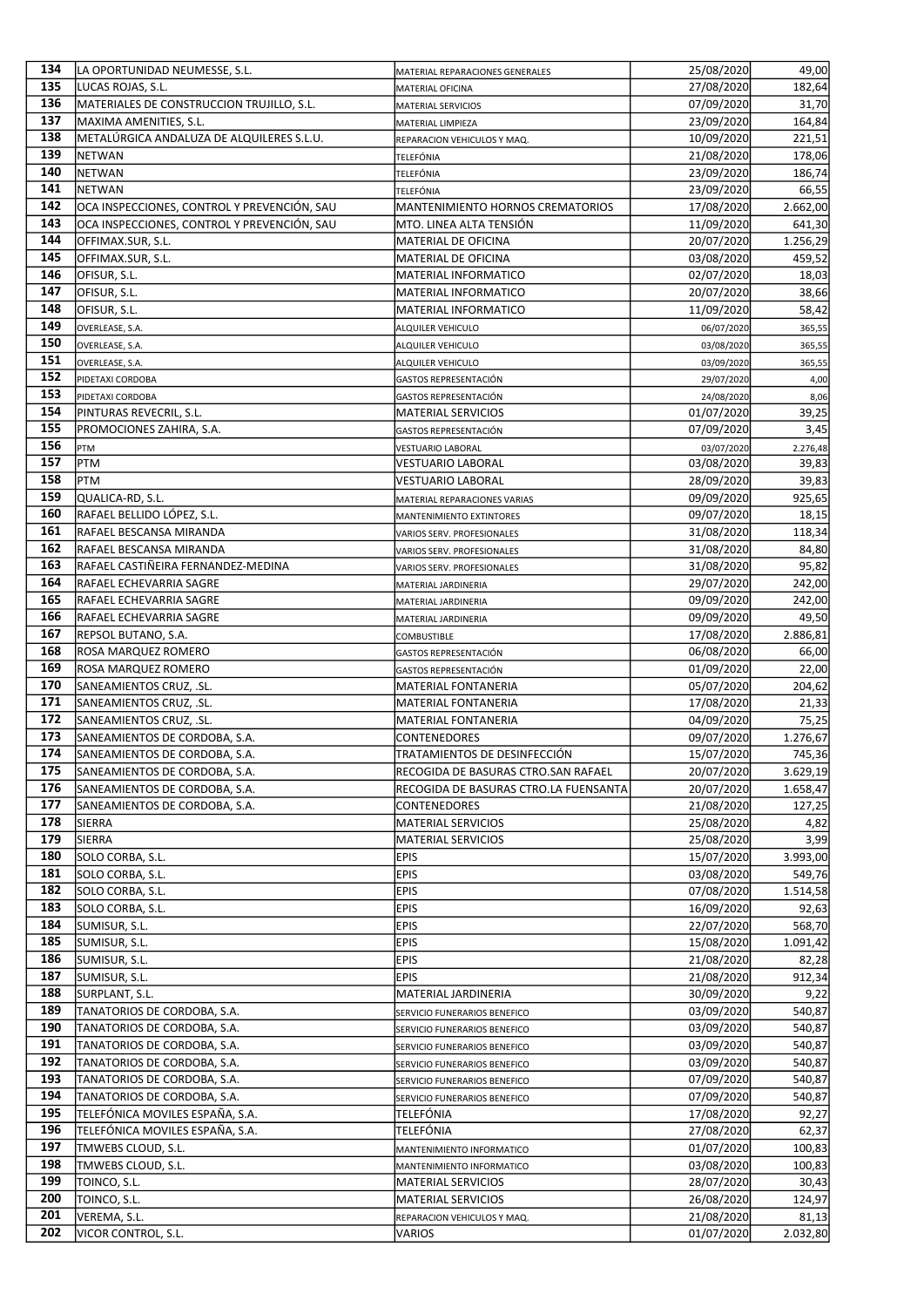| | | | | |
|---|---|---|---|---|
| 134 | LA OPORTUNIDAD NEUMESSE, S.L. | MATERIAL REPARACIONES GENERALES | 25/08/2020 | 49,00 |
| 135 | LUCAS ROJAS, S.L. | MATERIAL OFICINA | 27/08/2020 | 182,64 |
| 136 | MATERIALES DE CONSTRUCCION TRUJILLO, S.L. | MATERIAL SERVICIOS | 07/09/2020 | 31,70 |
| 137 | MAXIMA AMENITIES, S.L. | MATERIAL LIMPIEZA | 23/09/2020 | 164,84 |
| 138 | METALÚRGICA ANDALUZA DE ALQUILERES S.L.U. | REPARACION VEHICULOS Y MAQ. | 10/09/2020 | 221,51 |
| 139 | NETWAN | TELEFÓNIA | 21/08/2020 | 178,06 |
| 140 | NETWAN | TELEFÓNIA | 23/09/2020 | 186,74 |
| 141 | NETWAN | TELEFÓNIA | 23/09/2020 | 66,55 |
| 142 | OCA INSPECCIONES, CONTROL Y PREVENCIÓN, SAU | MANTENIMIENTO HORNOS CREMATORIOS | 17/08/2020 | 2.662,00 |
| 143 | OCA INSPECCIONES, CONTROL Y PREVENCIÓN, SAU | MTO. LINEA ALTA TENSIÓN | 11/09/2020 | 641,30 |
| 144 | OFFIMAX.SUR, S.L. | MATERIAL DE OFICINA | 20/07/2020 | 1.256,29 |
| 145 | OFFIMAX.SUR, S.L. | MATERIAL DE OFICINA | 03/08/2020 | 459,52 |
| 146 | OFISUR, S.L. | MATERIAL INFORMATICO | 02/07/2020 | 18,03 |
| 147 | OFISUR, S.L. | MATERIAL INFORMATICO | 20/07/2020 | 38,66 |
| 148 | OFISUR, S.L. | MATERIAL INFORMATICO | 11/09/2020 | 58,42 |
| 149 | OVERLEASE, S.A. | ALQUILER VEHICULO | 06/07/2020 | 365,55 |
| 150 | OVERLEASE, S.A. | ALQUILER VEHICULO | 03/08/2020 | 365,55 |
| 151 | OVERLEASE, S.A. | ALQUILER VEHICULO | 03/09/2020 | 365,55 |
| 152 | PIDETAXI CORDOBA | GASTOS REPRESENTACIÓN | 29/07/2020 | 4,00 |
| 153 | PIDETAXI CORDOBA | GASTOS REPRESENTACIÓN | 24/08/2020 | 8,06 |
| 154 | PINTURAS REVECRIL, S.L. | MATERIAL SERVICIOS | 01/07/2020 | 39,25 |
| 155 | PROMOCIONES ZAHIRA, S.A. | GASTOS REPRESENTACIÓN | 07/09/2020 | 3,45 |
| 156 | PTM | VESTUARIO LABORAL | 03/07/2020 | 2.276,48 |
| 157 | PTM | VESTUARIO LABORAL | 03/08/2020 | 39,83 |
| 158 | PTM | VESTUARIO LABORAL | 28/09/2020 | 39,83 |
| 159 | QUALICA-RD, S.L. | MATERIAL REPARACIONES VARIAS | 09/09/2020 | 925,65 |
| 160 | RAFAEL BELLIDO LÓPEZ, S.L. | MANTENIMIENTO EXTINTORES | 09/07/2020 | 18,15 |
| 161 | RAFAEL BESCANSA MIRANDA | VARIOS SERV. PROFESIONALES | 31/08/2020 | 118,34 |
| 162 | RAFAEL BESCANSA MIRANDA | VARIOS SERV. PROFESIONALES | 31/08/2020 | 84,80 |
| 163 | RAFAEL CASTIÑEIRA FERNANDEZ-MEDINA | VARIOS SERV. PROFESIONALES | 31/08/2020 | 95,82 |
| 164 | RAFAEL ECHEVARRIA SAGRE | MATERIAL JARDINERIA | 29/07/2020 | 242,00 |
| 165 | RAFAEL ECHEVARRIA SAGRE | MATERIAL JARDINERIA | 09/09/2020 | 242,00 |
| 166 | RAFAEL ECHEVARRIA SAGRE | MATERIAL JARDINERIA | 09/09/2020 | 49,50 |
| 167 | REPSOL BUTANO, S.A. | COMBUSTIBLE | 17/08/2020 | 2.886,81 |
| 168 | ROSA MARQUEZ ROMERO | GASTOS REPRESENTACIÓN | 06/08/2020 | 66,00 |
| 169 | ROSA MARQUEZ ROMERO | GASTOS REPRESENTACIÓN | 01/09/2020 | 22,00 |
| 170 | SANEAMIENTOS CRUZ, .SL. | MATERIAL FONTANERIA | 05/07/2020 | 204,62 |
| 171 | SANEAMIENTOS CRUZ, .SL. | MATERIAL FONTANERIA | 17/08/2020 | 21,33 |
| 172 | SANEAMIENTOS CRUZ, .SL. | MATERIAL FONTANERIA | 04/09/2020 | 75,25 |
| 173 | SANEAMIENTOS DE CORDOBA, S.A. | CONTENEDORES | 09/07/2020 | 1.276,67 |
| 174 | SANEAMIENTOS DE CORDOBA, S.A. | TRATAMIENTOS DE DESINFECCIÓN | 15/07/2020 | 745,36 |
| 175 | SANEAMIENTOS DE CORDOBA, S.A. | RECOGIDA DE BASURAS CTRO.SAN RAFAEL | 20/07/2020 | 3.629,19 |
| 176 | SANEAMIENTOS DE CORDOBA, S.A. | RECOGIDA DE BASURAS CTRO.LA FUENSANTA | 20/07/2020 | 1.658,47 |
| 177 | SANEAMIENTOS DE CORDOBA, S.A. | CONTENEDORES | 21/08/2020 | 127,25 |
| 178 | SIERRA | MATERIAL SERVICIOS | 25/08/2020 | 4,82 |
| 179 | SIERRA | MATERIAL SERVICIOS | 25/08/2020 | 3,99 |
| 180 | SOLO CORBA, S.L. | EPIS | 15/07/2020 | 3.993,00 |
| 181 | SOLO CORBA, S.L. | EPIS | 03/08/2020 | 549,76 |
| 182 | SOLO CORBA, S.L. | EPIS | 07/08/2020 | 1.514,58 |
| 183 | SOLO CORBA, S.L. | EPIS | 16/09/2020 | 92,63 |
| 184 | SUMISUR, S.L. | EPIS | 22/07/2020 | 568,70 |
| 185 | SUMISUR, S.L. | EPIS | 15/08/2020 | 1.091,42 |
| 186 | SUMISUR, S.L. | EPIS | 21/08/2020 | 82,28 |
| 187 | SUMISUR, S.L. | EPIS | 21/08/2020 | 912,34 |
| 188 | SURPLANT, S.L. | MATERIAL JARDINERIA | 30/09/2020 | 9,22 |
| 189 | TANATORIOS DE CORDOBA, S.A. | SERVICIO FUNERARIOS BENEFICO | 03/09/2020 | 540,87 |
| 190 | TANATORIOS DE CORDOBA, S.A. | SERVICIO FUNERARIOS BENEFICO | 03/09/2020 | 540,87 |
| 191 | TANATORIOS DE CORDOBA, S.A. | SERVICIO FUNERARIOS BENEFICO | 03/09/2020 | 540,87 |
| 192 | TANATORIOS DE CORDOBA, S.A. | SERVICIO FUNERARIOS BENEFICO | 03/09/2020 | 540,87 |
| 193 | TANATORIOS DE CORDOBA, S.A. | SERVICIO FUNERARIOS BENEFICO | 07/09/2020 | 540,87 |
| 194 | TANATORIOS DE CORDOBA, S.A. | SERVICIO FUNERARIOS BENEFICO | 07/09/2020 | 540,87 |
| 195 | TELEFÓNICA MOVILES ESPAÑA, S.A. | TELEFÓNIA | 17/08/2020 | 92,27 |
| 196 | TELEFÓNICA MOVILES ESPAÑA, S.A. | TELEFÓNIA | 27/08/2020 | 62,37 |
| 197 | TMWEBS CLOUD, S.L. | MANTENIMIENTO INFORMATICO | 01/07/2020 | 100,83 |
| 198 | TMWEBS CLOUD, S.L. | MANTENIMIENTO INFORMATICO | 03/08/2020 | 100,83 |
| 199 | TOINCO, S.L. | MATERIAL SERVICIOS | 28/07/2020 | 30,43 |
| 200 | TOINCO, S.L. | MATERIAL SERVICIOS | 26/08/2020 | 124,97 |
| 201 | VEREMA, S.L. | REPARACION VEHICULOS Y MAQ. | 21/08/2020 | 81,13 |
| 202 | VICOR CONTROL, S.L. | VARIOS | 01/07/2020 | 2.032,80 |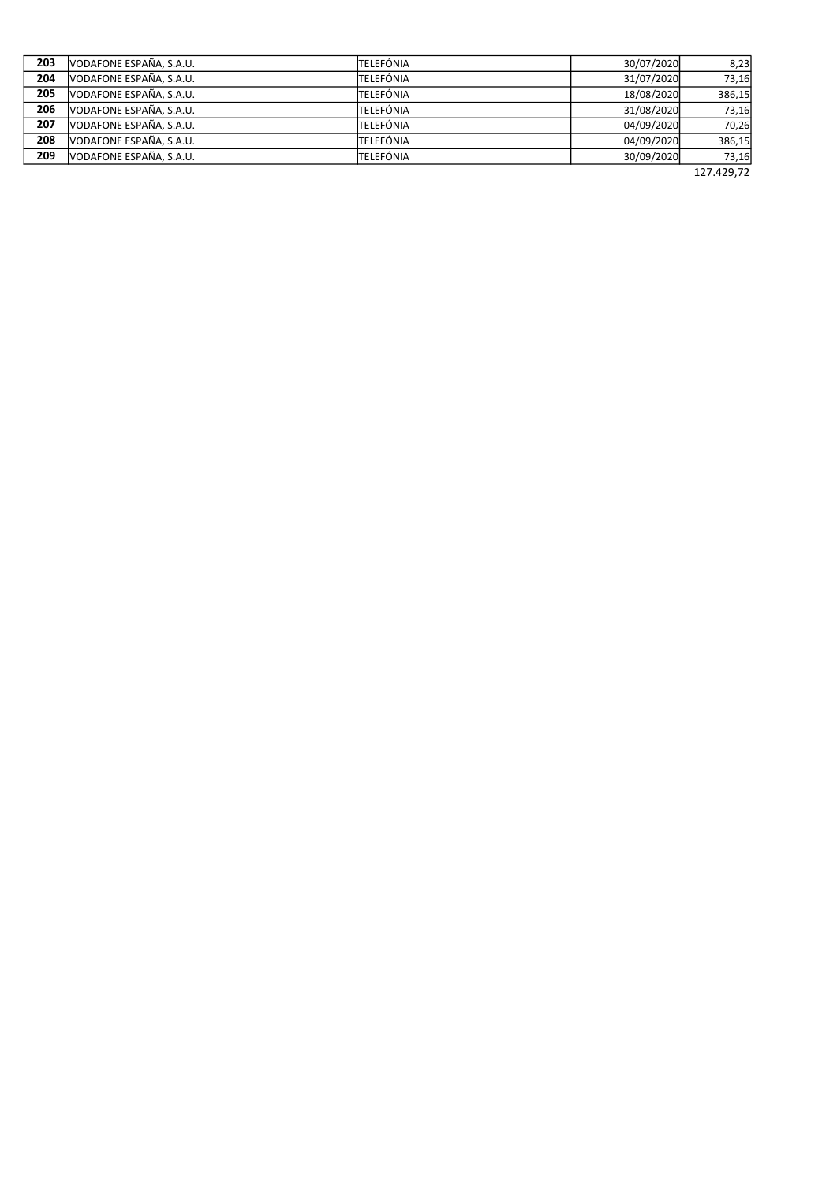| | | | | |
|---|---|---|---|---|
| **203** | VODAFONE ESPAÑA, S.A.U. | TELEFÓNIA | 30/07/2020 | 8,23 |
| **204** | VODAFONE ESPAÑA, S.A.U. | TELEFÓNIA | 31/07/2020 | 73,16 |
| **205** | VODAFONE ESPAÑA, S.A.U. | TELEFÓNIA | 18/08/2020 | 386,15 |
| **206** | VODAFONE ESPAÑA, S.A.U. | TELEFÓNIA | 31/08/2020 | 73,16 |
| **207** | VODAFONE ESPAÑA, S.A.U. | TELEFÓNIA | 04/09/2020 | 70,26 |
| **208** | VODAFONE ESPAÑA, S.A.U. | TELEFÓNIA | 04/09/2020 | 386,15 |
| **209** | VODAFONE ESPAÑA, S.A.U. | TELEFÓNIA | 30/09/2020 | 73,16 |
| | | | | 127.429,72 |